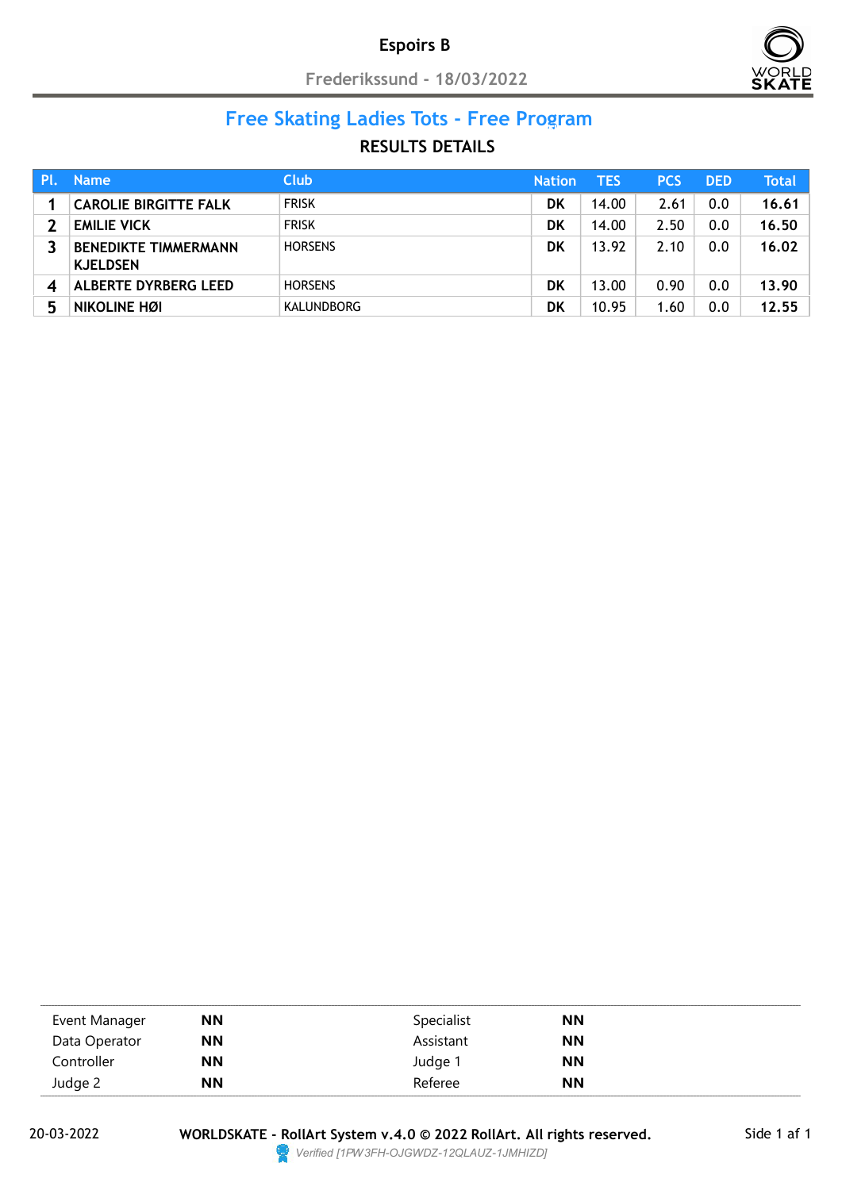# Espoirs B

Frederikssund - 18/03/2022

## Free Skating Ladies Tots - Free Program

### RESULTS DETAILS

| Pl. | Name | Club | Nation | TES | PCS | DED | Total |
|---|---|---|---|---|---|---|---|
| 1 | CAROLIE BIRGITTE FALK | FRISK | DK | 14.00 | 2.61 | 0.0 | 16.61 |
| 2 | EMILIE VICK | FRISK | DK | 14.00 | 2.50 | 0.0 | 16.50 |
| 3 | BENEDIKTE TIMMERMANN KJELDSEN | HORSENS | DK | 13.92 | 2.10 | 0.0 | 16.02 |
| 4 | ALBERTE DYRBERG LEED | HORSENS | DK | 13.00 | 0.90 | 0.0 | 13.90 |
| 5 | NIKOLINE HØI | KALUNDBORG | DK | 10.95 | 1.60 | 0.0 | 12.55 |

| | | | |
|---|---|---|---|
| Event Manager | NN | Specialist | NN |
| Data Operator | NN | Assistant | NN |
| Controller | NN | Judge 1 | NN |
| Judge 2 | NN | Referee | NN |

20-03-2022 **WORLDSKATE - RollArt System v.4.0 © 2022 RollArt. All rights reserved.**

*Verified [1PW3FH-OJGWDZ-12QLAUZ-1JMHIZD]*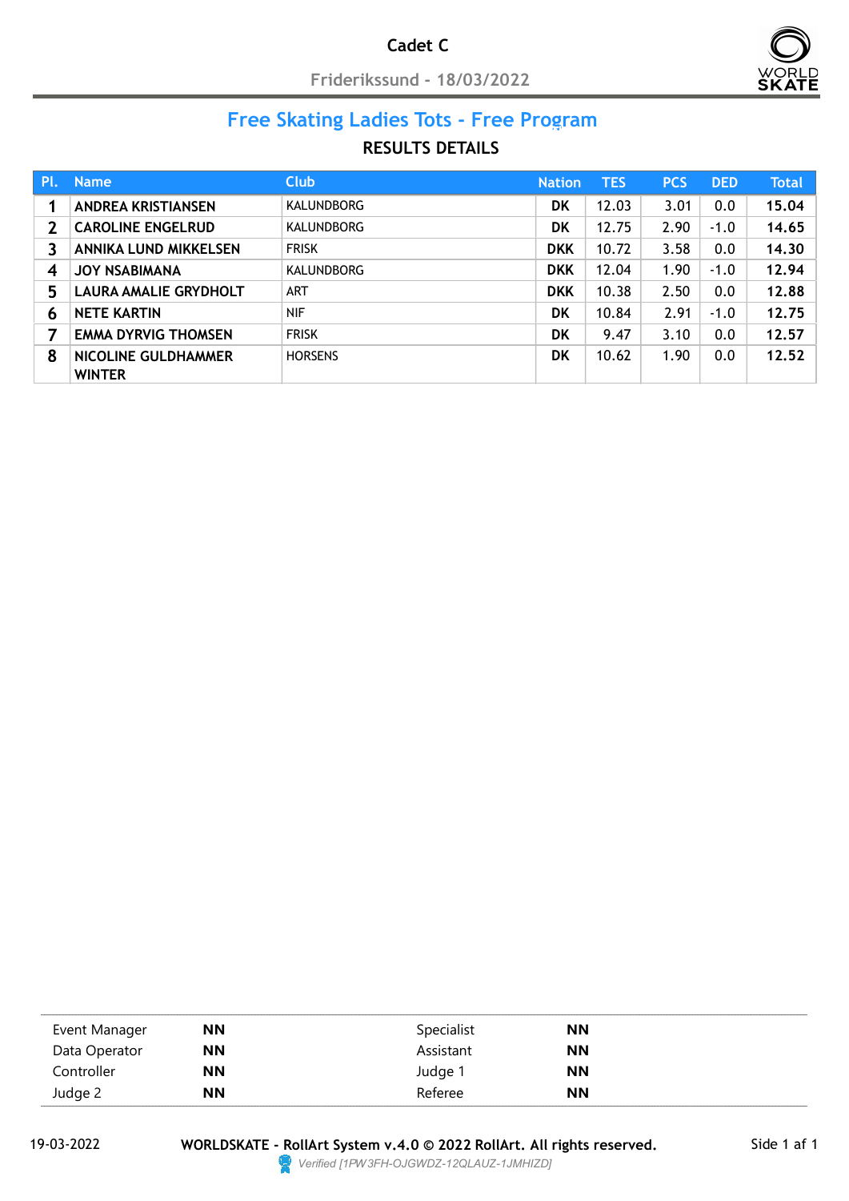# Cadet C

Friderikssund - 18/03/2022

## Free Skating Ladies Tots - Free Program

### RESULTS DETAILS

| Pl. | Name | Club | Nation | TES | PCS | DED | Total |
|---|---|---|---|---|---|---|---|
| 1 | **ANDREA KRISTIANSEN** | KALUNDBORG | **DK** | 12.03 | 3.01 | 0.0 | **15.04** |
| 2 | **CAROLINE ENGELRUD** | KALUNDBORG | **DK** | 12.75 | 2.90 | -1.0 | **14.65** |
| 3 | **ANNIKA LUND MIKKELSEN** | FRISK | **DKK** | 10.72 | 3.58 | 0.0 | **14.30** |
| 4 | **JOY NSABIMANA** | KALUNDBORG | **DKK** | 12.04 | 1.90 | -1.0 | **12.94** |
| 5 | **LAURA AMALIE GRYDHOLT** | ART | **DKK** | 10.38 | 2.50 | 0.0 | **12.88** |
| 6 | **NETE KARTIN** | NIF | **DK** | 10.84 | 2.91 | -1.0 | **12.75** |
| 7 | **EMMA DYRVIG THOMSEN** | FRISK | **DK** | 9.47 | 3.10 | 0.0 | **12.57** |
| 8 | **NICOLINE GULDHAMMER WINTER** | HORSENS | **DK** | 10.62 | 1.90 | 0.0 | **12.52** |

| | | | |
|---|---|---|---|
| Event Manager | **NN** | Specialist | **NN** |
| Data Operator | **NN** | Assistant | **NN** |
| Controller | **NN** | Judge 1 | **NN** |
| Judge 2 | **NN** | Referee | **NN** |

19-03-2022 **WORLDSKATE - RollArt System v.4.0 © 2022 RollArt. All rights reserved.**

*Verified [1PW3FH-OJGWDZ-12QLAUZ-1JMHIZD]*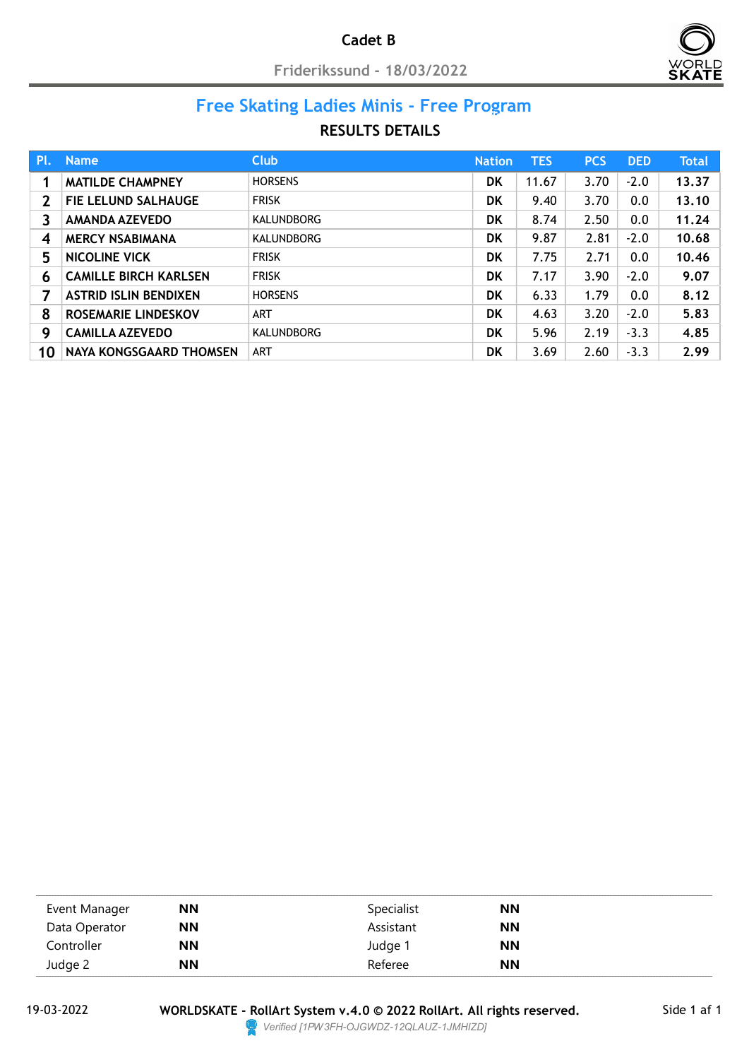# Cadet B

Friderikssund - 18/03/2022

## Free Skating Ladies Minis - Free Program

### RESULTS DETAILS

| Pl. | Name | Club | Nation | TES | PCS | DED | Total |
|---|---|---|---|---|---|---|---|
| 1 | **MATILDE CHAMPNEY** | HORSENS | **DK** | 11.67 | 3.70 | -2.0 | **13.37** |
| 2 | **FIE LELUND SALHAUGE** | FRISK | **DK** | 9.40 | 3.70 | 0.0 | **13.10** |
| 3 | **AMANDA AZEVEDO** | KALUNDBORG | **DK** | 8.74 | 2.50 | 0.0 | **11.24** |
| 4 | **MERCY NSABIMANA** | KALUNDBORG | **DK** | 9.87 | 2.81 | -2.0 | **10.68** |
| 5 | **NICOLINE VICK** | FRISK | **DK** | 7.75 | 2.71 | 0.0 | **10.46** |
| 6 | **CAMILLE BIRCH KARLSEN** | FRISK | **DK** | 7.17 | 3.90 | -2.0 | **9.07** |
| 7 | **ASTRID ISLIN BENDIXEN** | HORSENS | **DK** | 6.33 | 1.79 | 0.0 | **8.12** |
| 8 | **ROSEMARIE LINDESKOV** | ART | **DK** | 4.63 | 3.20 | -2.0 | **5.83** |
| 9 | **CAMILLA AZEVEDO** | KALUNDBORG | **DK** | 5.96 | 2.19 | -3.3 | **4.85** |
| 10 | **NAYA KONGSGAARD THOMSEN** | ART | **DK** | 3.69 | 2.60 | -3.3 | **2.99** |

| | | | |
|---|---|---|---|
| Event Manager | **NN** | Specialist | **NN** |
| Data Operator | **NN** | Assistant | **NN** |
| Controller | **NN** | Judge 1 | **NN** |
| Judge 2 | **NN** | Referee | **NN** |

19-03-2022 **WORLDSKATE - RollArt System v.4.0 © 2022 RollArt. All rights reserved.**

*Verified [1PW3FH-OJGWDZ-12QLAUZ-1JMHIZD]*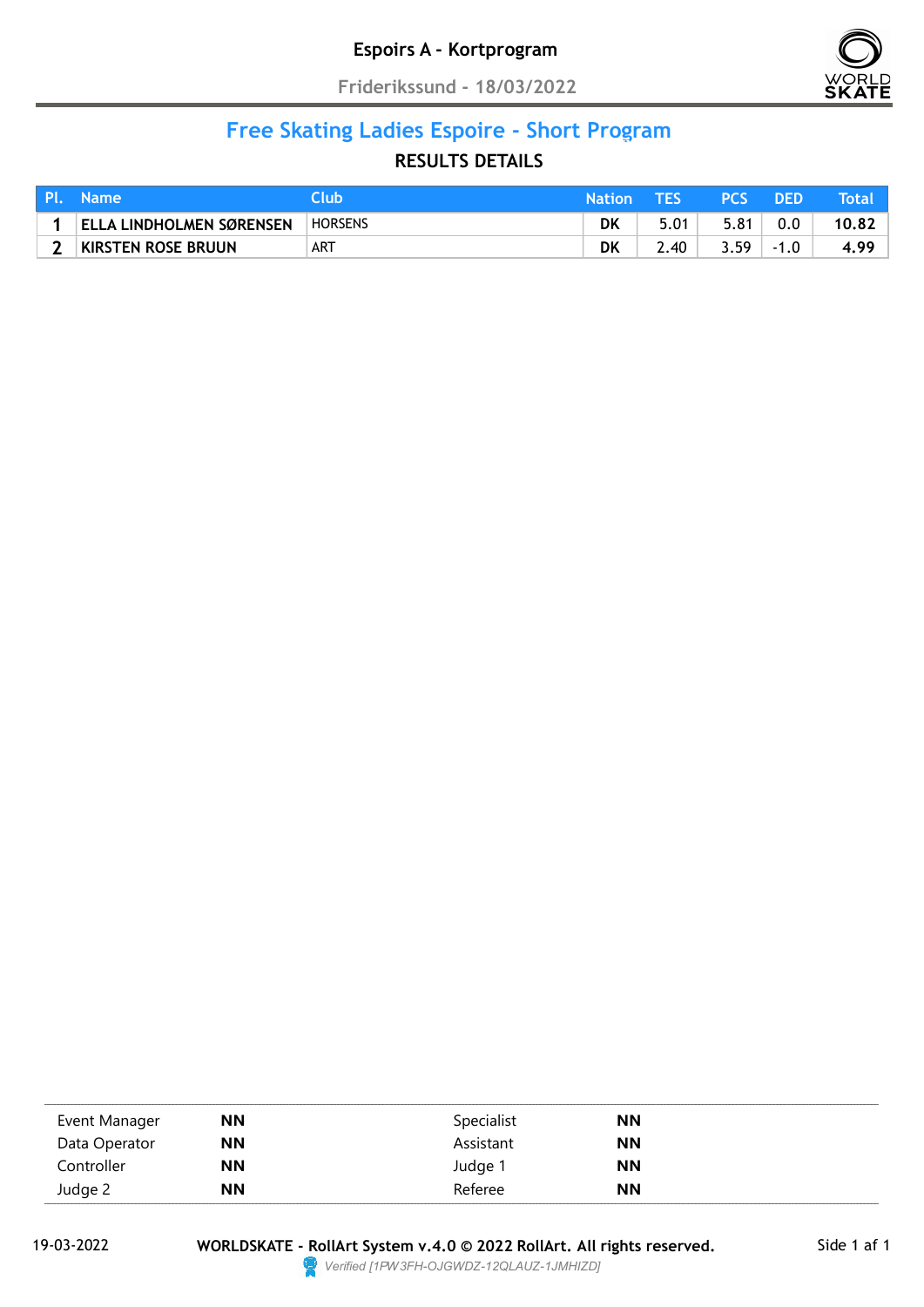# Espoirs A - Kortprogram

Friderikssund - 18/03/2022

## Free Skating Ladies Espoire - Short Program

### RESULTS DETAILS

| Pl. | Name | Club | Nation | TES | PCS | DED | Total |
|---|---|---|---|---|---|---|---|
| 1 | ELLA LINDHOLMEN SØRENSEN | HORSENS | DK | 5.01 | 5.81 | 0.0 | 10.82 |
| 2 | KIRSTEN ROSE BRUUN | ART | DK | 2.40 | 3.59 | -1.0 | 4.99 |

| | | | |
|---|---|---|---|
| Event Manager | **NN** | Specialist | **NN** |
| Data Operator | **NN** | Assistant | **NN** |
| Controller | **NN** | Judge 1 | **NN** |
| Judge 2 | **NN** | Referee | **NN** |

19-03-2022 **WORLDSKATE - RollArt System v.4.0 © 2022 RollArt. All rights reserved.**

*Verified [1PW3FH-OJGWDZ-12QLAUZ-1JMHIZD]*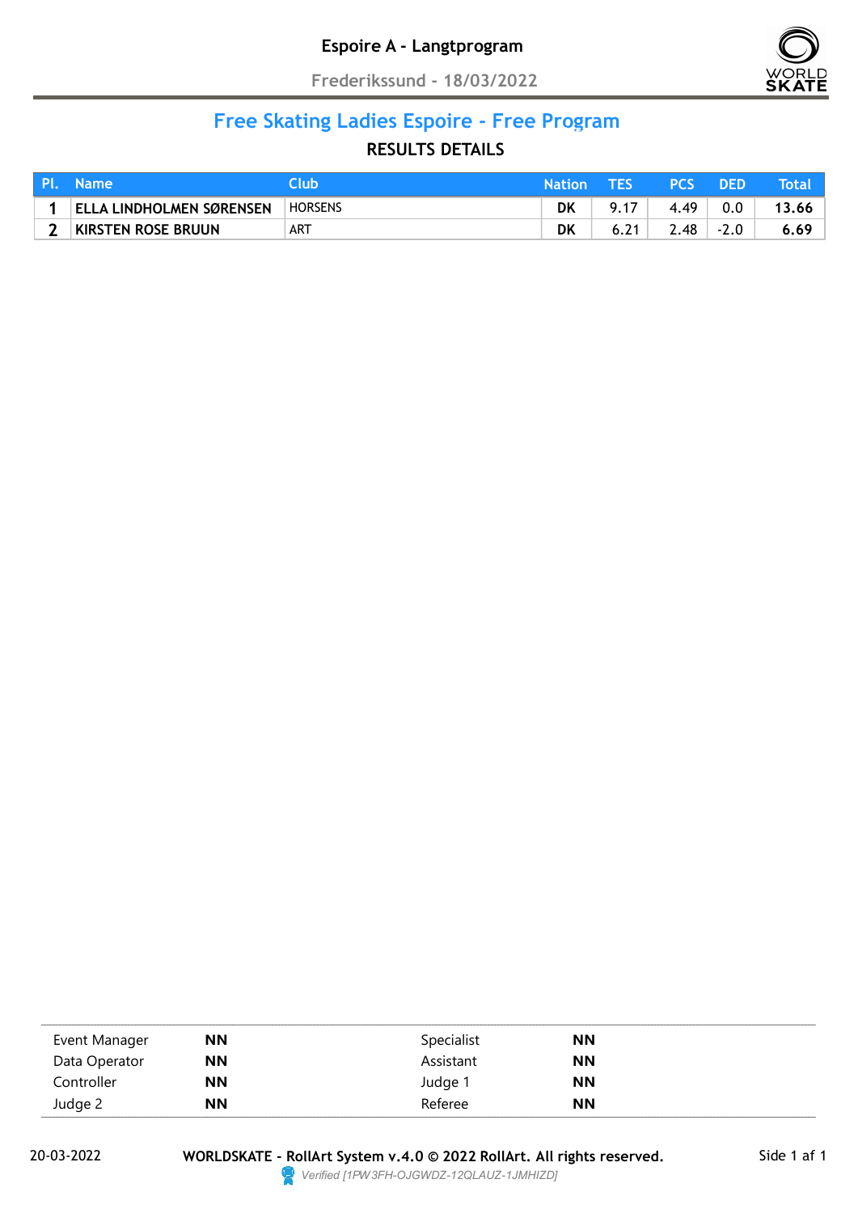# Espoire A - Langtprogram

Frederikssund - 18/03/2022

## Free Skating Ladies Espoire - Free Program

### RESULTS DETAILS

| Pl. | Name | Club | Nation | TES | PCS | DED | Total |
|---|---|---|---|---|---|---|---|
| 1 | ELLA LINDHOLMEN SØRENSEN | HORSENS | DK | 9.17 | 4.49 | 0.0 | 13.66 |
| 2 | KIRSTEN ROSE BRUUN | ART | DK | 6.21 | 2.48 | -2.0 | 6.69 |

| | | | |
|---|---|---|---|
| Event Manager | **NN** | Specialist | **NN** |
| Data Operator | **NN** | Assistant | **NN** |
| Controller | **NN** | Judge 1 | **NN** |
| Judge 2 | **NN** | Referee | **NN** |

20-03-2022 **WORLDSKATE - RollArt System v.4.0 © 2022 RollArt. All rights reserved.**

*Verified [1PW3FH-OJGWDZ-12QLAUZ-1JMHIZD]*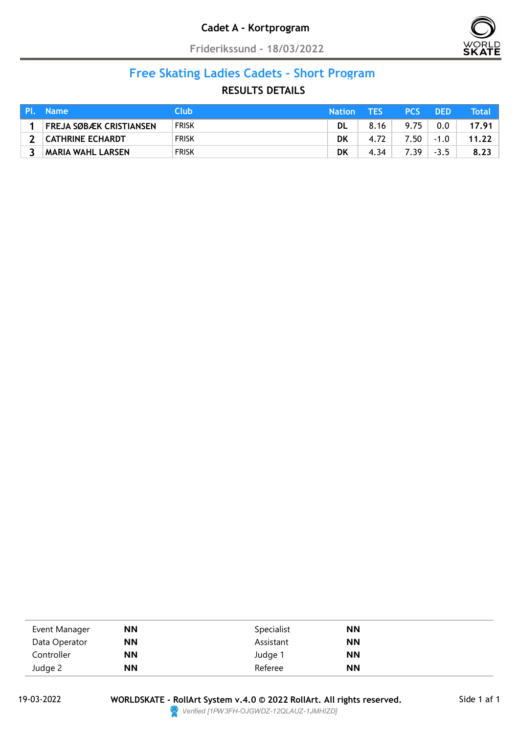# Cadet A - Kortprogram

Friderikssund - 18/03/2022

## Free Skating Ladies Cadets - Short Program

### RESULTS DETAILS

| Pl. | Name | Club | Nation | TES | PCS | DED | Total |
|---|---|---|---|---|---|---|---|
| 1 | FREJA SØBÆK CRISTIANSEN | FRISK | DL | 8.16 | 9.75 | 0.0 | 17.91 |
| 2 | CATHRINE ECHARDT | FRISK | DK | 4.72 | 7.50 | -1.0 | 11.22 |
| 3 | MARIA WAHL LARSEN | FRISK | DK | 4.34 | 7.39 | -3.5 | 8.23 |

| | | | |
|---|---|---|---|
| Event Manager | NN | Specialist | NN |
| Data Operator | NN | Assistant | NN |
| Controller | NN | Judge 1 | NN |
| Judge 2 | NN | Referee | NN |

19-03-2022 **WORLDSKATE - RollArt System v.4.0 © 2022 RollArt. All rights reserved.**

*Verified [1PW3FH-OJGWDZ-12QLAUZ-1JMHIZD]*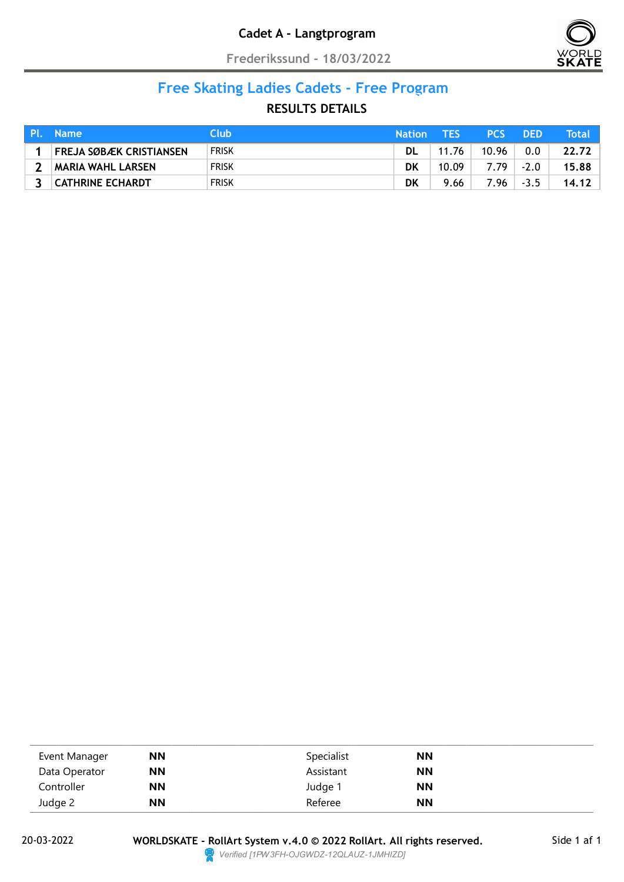# Cadet A - Langtprogram

Frederikssund - 18/03/2022

## Free Skating Ladies Cadets - Free Program

### RESULTS DETAILS

| Pl. | Name | Club | Nation | TES | PCS | DED | Total |
|---|---|---|---|---|---|---|---|
| 1 | FREJA SØBÆK CRISTIANSEN | FRISK | DL | 11.76 | 10.96 | 0.0 | 22.72 |
| 2 | MARIA WAHL LARSEN | FRISK | DK | 10.09 | 7.79 | -2.0 | 15.88 |
| 3 | CATHRINE ECHARDT | FRISK | DK | 9.66 | 7.96 | -3.5 | 14.12 |

| | | | |
|---|---|---|---|
| Event Manager | **NN** | Specialist | **NN** |
| Data Operator | **NN** | Assistant | **NN** |
| Controller | **NN** | Judge 1 | **NN** |
| Judge 2 | **NN** | Referee | **NN** |

20-03-2022 **WORLDSKATE - RollArt System v.4.0 © 2022 RollArt. All rights reserved.**

*Verified [1PW3FH-OJGWDZ-12QLAUZ-1JMHIZD]*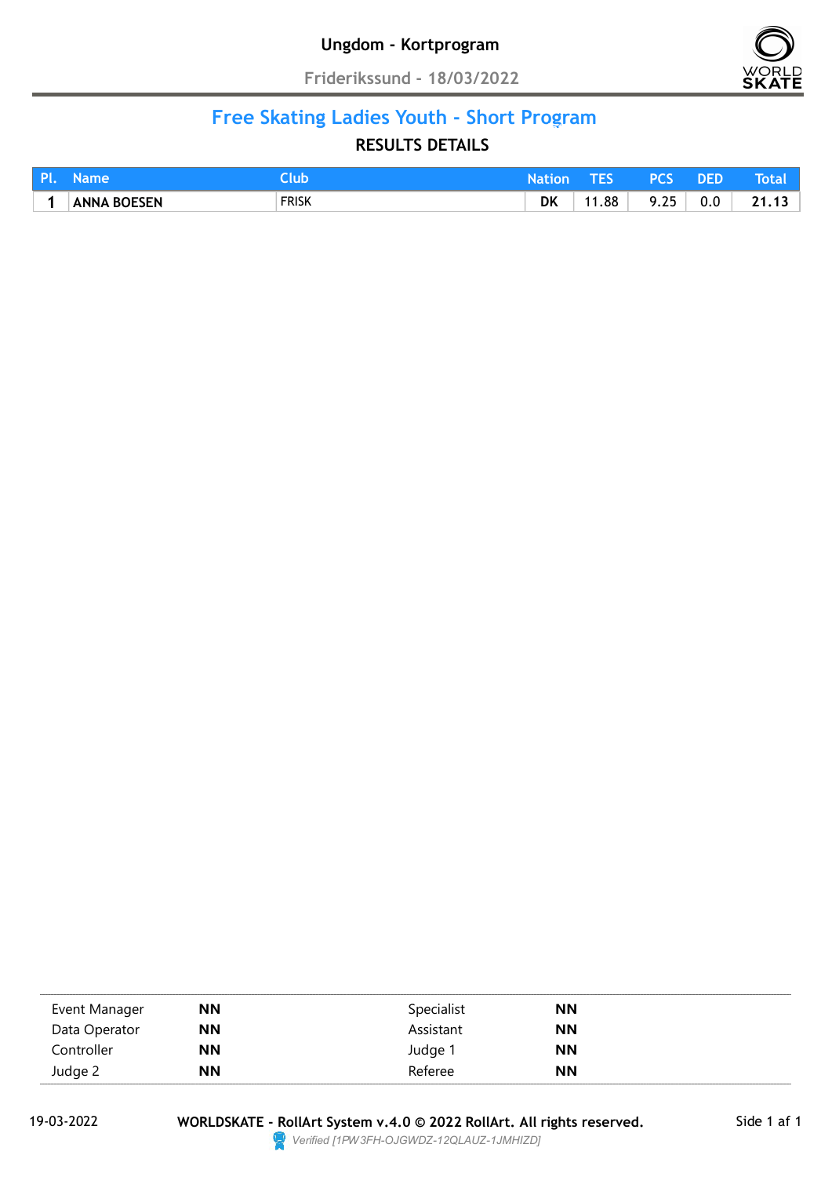# Ungdom - Kortprogram

Frideriksund - 18/03/2022

## Free Skating Ladies Youth - Short Program

### RESULTS DETAILS

| Pl. | Name | Club | Nation | TES | PCS | DED | Total |
|---|---|---|---|---|---|---|---|
| 1 | ANNA BOESEN | FRISK | DK | 11.88 | 9.25 | 0.0 | 21.13 |

| | | | |
|---|---|---|---|
| Event Manager | NN | Specialist | NN |
| Data Operator | NN | Assistant | NN |
| Controller | NN | Judge 1 | NN |
| Judge 2 | NN | Referee | NN |

19-03-2022 — WORLDSKATE - RollArt System v.4.0 © 2022 RollArt. All rights reserved.

*Verified [1PW3FH-OJGWDZ-12QLAUZ-1JMHIZD]*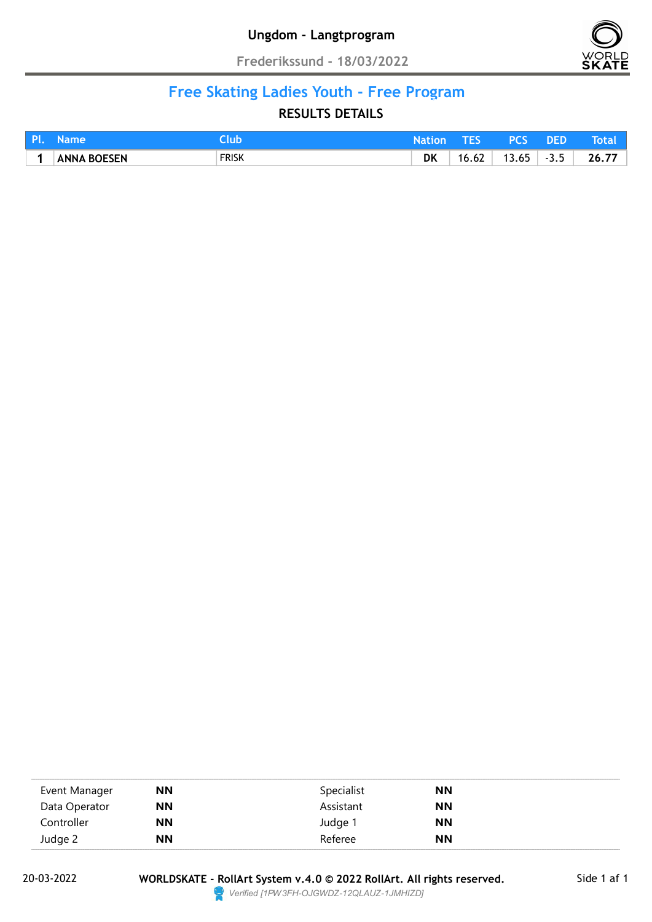# Ungdom - Langtprogram

Frederikssund - 18/03/2022

## Free Skating Ladies Youth - Free Program

### RESULTS DETAILS

| Pl. | Name | Club | Nation | TES | PCS | DED | Total |
|---|---|---|---|---|---|---|---|
| 1 | **ANNA BOESEN** | FRISK | **DK** | 16.62 | 13.65 | -3.5 | **26.77** |

| | | | |
|---|---|---|---|
| Event Manager | **NN** | Specialist | **NN** |
| Data Operator | **NN** | Assistant | **NN** |
| Controller | **NN** | Judge 1 | **NN** |
| Judge 2 | **NN** | Referee | **NN** |

20-03-2022 **WORLDSKATE - RollArt System v.4.0 © 2022 RollArt. All rights reserved.**

*Verified [1PW3FH-OJGWDZ-12QLAUZ-1JMHIZD]*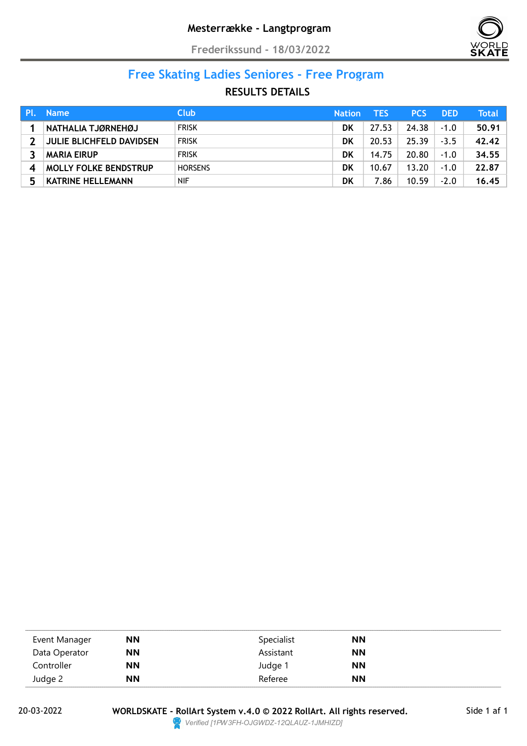# Mesterrække - Langtprogram

Frederikssund - 18/03/2022

## Free Skating Ladies Seniores - Free Program

### RESULTS DETAILS

| Pl. | Name | Club | Nation | TES | PCS | DED | Total |
|---|---|---|---|---|---|---|---|
| 1 | NATHALIA TJØRNEHØJ | FRISK | DK | 27.53 | 24.38 | -1.0 | 50.91 |
| 2 | JULIE BLICHFELD DAVIDSEN | FRISK | DK | 20.53 | 25.39 | -3.5 | 42.42 |
| 3 | MARIA EIRUP | FRISK | DK | 14.75 | 20.80 | -1.0 | 34.55 |
| 4 | MOLLY FOLKE BENDSTRUP | HORSENS | DK | 10.67 | 13.20 | -1.0 | 22.87 |
| 5 | KATRINE HELLEMANN | NIF | DK | 7.86 | 10.59 | -2.0 | 16.45 |

| | | | |
|---|---|---|---|
| Event Manager | **NN** | Specialist | **NN** |
| Data Operator | **NN** | Assistant | **NN** |
| Controller | **NN** | Judge 1 | **NN** |
| Judge 2 | **NN** | Referee | **NN** |

20-03-2022 **WORLDSKATE - RollArt System v.4.0 © 2022 RollArt. All rights reserved.**

*Verified [1PW3FH-OJGWDZ-12QLAUZ-1JMHIZD]*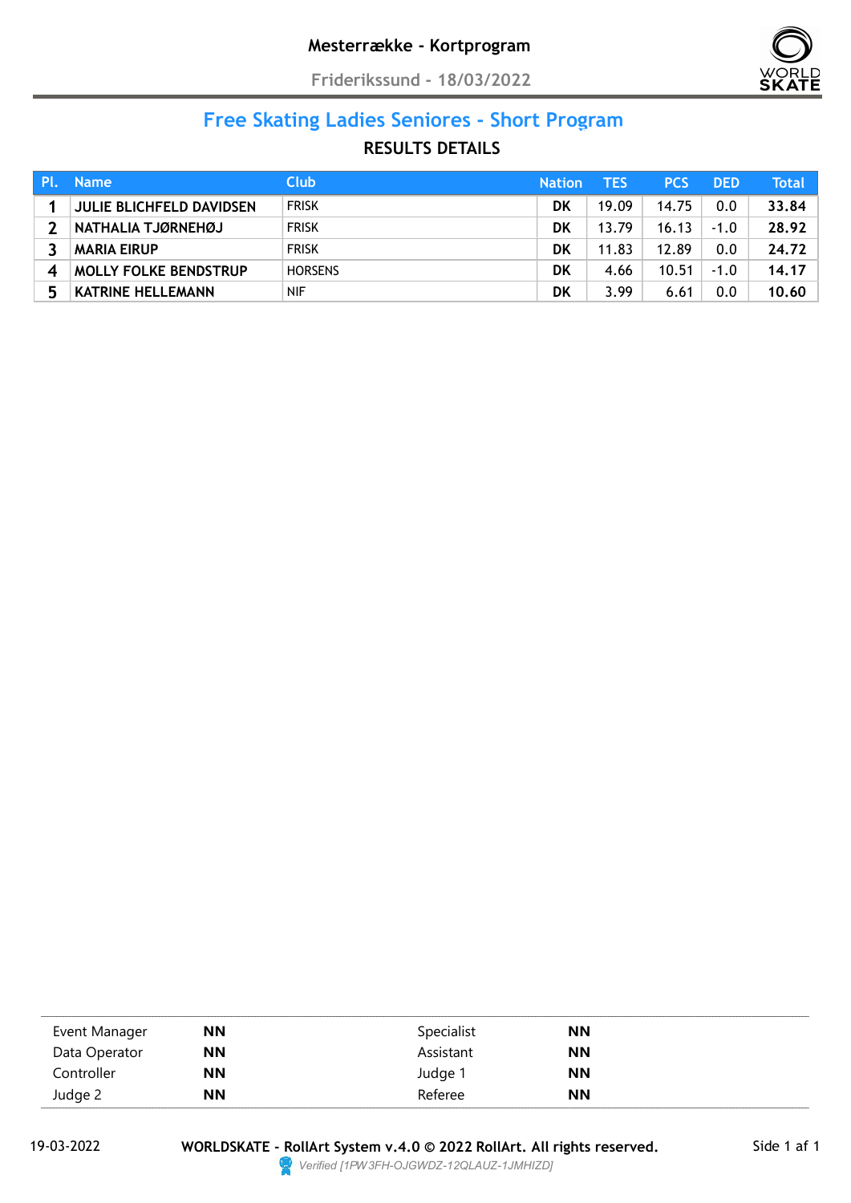**Mesterrække - Kortprogram**

**Friderikssund - 18/03/2022**

## Free Skating Ladies Seniores - Short Program

### RESULTS DETAILS

| Pl. | Name | Club | Nation | TES | PCS | DED | Total |
|---|---|---|---|---|---|---|---|
| 1 | JULIE BLICHFELD DAVIDSEN | FRISK | DK | 19.09 | 14.75 | 0.0 | 33.84 |
| 2 | NATHALIA TJØRNEHØJ | FRISK | DK | 13.79 | 16.13 | -1.0 | 28.92 |
| 3 | MARIA EIRUP | FRISK | DK | 11.83 | 12.89 | 0.0 | 24.72 |
| 4 | MOLLY FOLKE BENDSTRUP | HORSENS | DK | 4.66 | 10.51 | -1.0 | 14.17 |
| 5 | KATRINE HELLEMANN | NIF | DK | 3.99 | 6.61 | 0.0 | 10.60 |

| | | | |
|---|---|---|---|
| Event Manager | NN | Specialist | NN |
| Data Operator | NN | Assistant | NN |
| Controller | NN | Judge 1 | NN |
| Judge 2 | NN | Referee | NN |

19-03-2022 **WORLDSKATE - RollArt System v.4.0 © 2022 RollArt. All rights reserved.**

*Verified [1PW3FH-OJGWDZ-12QLAUZ-1JMHIZD]*